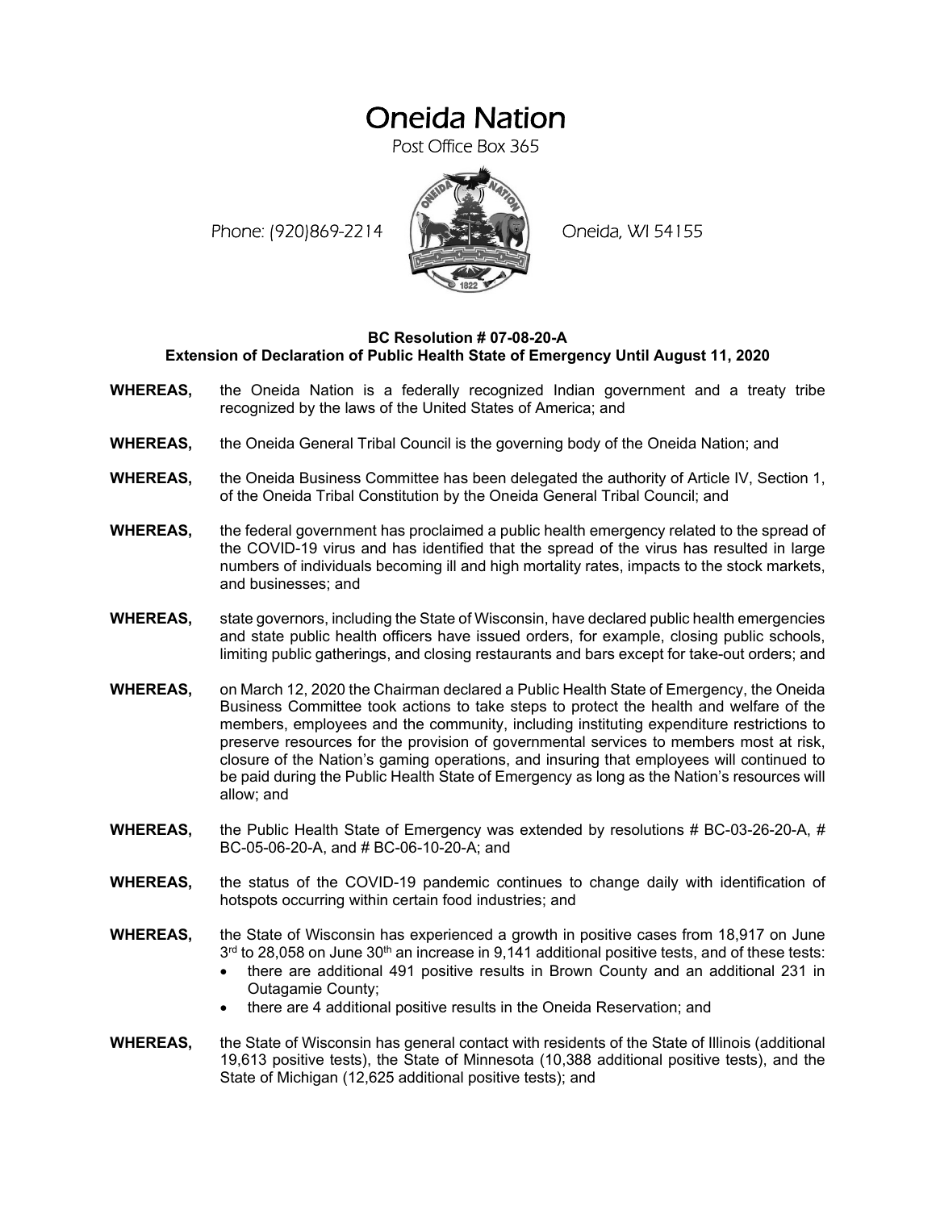# Oneida Nation

Post Office Box 365

Phone: (920)869-2214 Oneida, WI 54155

**BC Resolution # 07-08-20-A**
**Extension of Declaration of Public Health State of Emergency Until August 11, 2020**

**WHEREAS,** the Oneida Nation is a federally recognized Indian government and a treaty tribe recognized by the laws of the United States of America; and

**WHEREAS,** the Oneida General Tribal Council is the governing body of the Oneida Nation; and

**WHEREAS,** the Oneida Business Committee has been delegated the authority of Article IV, Section 1, of the Oneida Tribal Constitution by the Oneida General Tribal Council; and

**WHEREAS,** the federal government has proclaimed a public health emergency related to the spread of the COVID-19 virus and has identified that the spread of the virus has resulted in large numbers of individuals becoming ill and high mortality rates, impacts to the stock markets, and businesses; and

**WHEREAS,** state governors, including the State of Wisconsin, have declared public health emergencies and state public health officers have issued orders, for example, closing public schools, limiting public gatherings, and closing restaurants and bars except for take-out orders; and

**WHEREAS,** on March 12, 2020 the Chairman declared a Public Health State of Emergency, the Oneida Business Committee took actions to take steps to protect the health and welfare of the members, employees and the community, including instituting expenditure restrictions to preserve resources for the provision of governmental services to members most at risk, closure of the Nation's gaming operations, and insuring that employees will continued to be paid during the Public Health State of Emergency as long as the Nation's resources will allow; and

**WHEREAS,** the Public Health State of Emergency was extended by resolutions # BC-03-26-20-A, # BC-05-06-20-A, and # BC-06-10-20-A; and

**WHEREAS,** the status of the COVID-19 pandemic continues to change daily with identification of hotspots occurring within certain food industries; and

**WHEREAS,** the State of Wisconsin has experienced a growth in positive cases from 18,917 on June 3rd to 28,058 on June 30th an increase in 9,141 additional positive tests, and of these tests:

- there are additional 491 positive results in Brown County and an additional 231 in Outagamie County;
- there are 4 additional positive results in the Oneida Reservation; and

**WHEREAS,** the State of Wisconsin has general contact with residents of the State of Illinois (additional 19,613 positive tests), the State of Minnesota (10,388 additional positive tests), and the State of Michigan (12,625 additional positive tests); and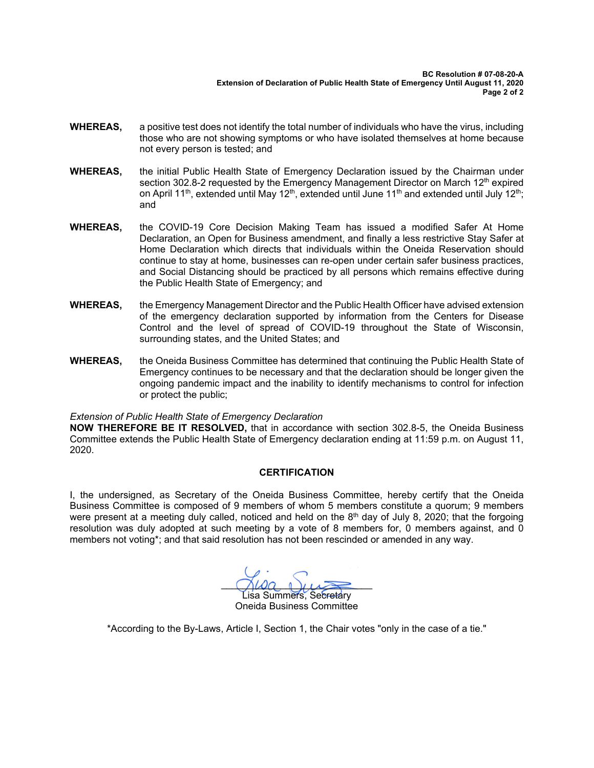**WHEREAS,** a positive test does not identify the total number of individuals who have the virus, including those who are not showing symptoms or who have isolated themselves at home because not every person is tested; and

**WHEREAS,** the initial Public Health State of Emergency Declaration issued by the Chairman under section 302.8-2 requested by the Emergency Management Director on March 12th expired on April 11th, extended until May 12th, extended until June 11th and extended until July 12th; and

**WHEREAS,** the COVID-19 Core Decision Making Team has issued a modified Safer At Home Declaration, an Open for Business amendment, and finally a less restrictive Stay Safer at Home Declaration which directs that individuals within the Oneida Reservation should continue to stay at home, businesses can re-open under certain safer business practices, and Social Distancing should be practiced by all persons which remains effective during the Public Health State of Emergency; and

**WHEREAS,** the Emergency Management Director and the Public Health Officer have advised extension of the emergency declaration supported by information from the Centers for Disease Control and the level of spread of COVID-19 throughout the State of Wisconsin, surrounding states, and the United States; and

**WHEREAS,** the Oneida Business Committee has determined that continuing the Public Health State of Emergency continues to be necessary and that the declaration should be longer given the ongoing pandemic impact and the inability to identify mechanisms to control for infection or protect the public;

*Extension of Public Health State of Emergency Declaration*

**NOW THEREFORE BE IT RESOLVED,** that in accordance with section 302.8-5, the Oneida Business Committee extends the Public Health State of Emergency declaration ending at 11:59 p.m. on August 11, 2020.

## CERTIFICATION

I, the undersigned, as Secretary of the Oneida Business Committee, hereby certify that the Oneida Business Committee is composed of 9 members of whom 5 members constitute a quorum; 9 members were present at a meeting duly called, noticed and held on the 8th day of July 8, 2020; that the forgoing resolution was duly adopted at such meeting by a vote of 8 members for, 0 members against, and 0 members not voting*; and that said resolution has not been rescinded or amended in any way.

Lisa Summers, Secretary
Oneida Business Committee

*According to the By-Laws, Article I, Section 1, the Chair votes "only in the case of a tie."